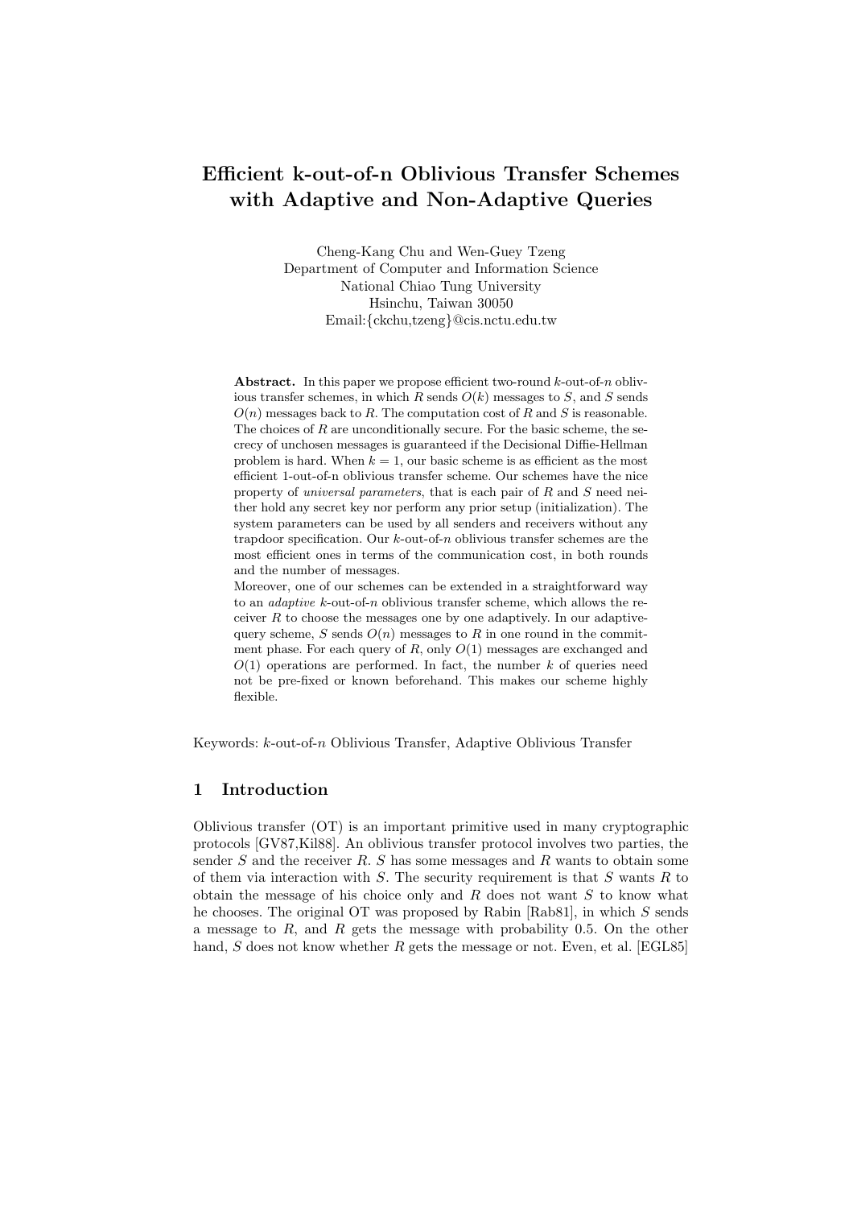# Efficient k-out-of-n Oblivious Transfer Schemes with Adaptive and Non-Adaptive Queries

Cheng-Kang Chu and Wen-Guey Tzeng
Department of Computer and Information Science
National Chiao Tung University
Hsinchu, Taiwan 30050
Email:{ckchu,tzeng}@cis.nctu.edu.tw

**Abstract.** In this paper we propose efficient two-round $k$-out-of-$n$ oblivious transfer schemes, in which $R$ sends $O(k)$ messages to $S$, and $S$ sends $O(n)$ messages back to $R$. The computation cost of $R$ and $S$ is reasonable. The choices of $R$ are unconditionally secure. For the basic scheme, the secrecy of unchosen messages is guaranteed if the Decisional Diffie-Hellman problem is hard. When $k = 1$, our basic scheme is as efficient as the most efficient 1-out-of-n oblivious transfer scheme. Our schemes have the nice property of *universal parameters*, that is each pair of $R$ and $S$ need neither hold any secret key nor perform any prior setup (initialization). The system parameters can be used by all senders and receivers without any trapdoor specification. Our $k$-out-of-$n$ oblivious transfer schemes are the most efficient ones in terms of the communication cost, in both rounds and the number of messages.
Moreover, one of our schemes can be extended in a straightforward way to an *adaptive* $k$-out-of-$n$ oblivious transfer scheme, which allows the receiver $R$ to choose the messages one by one adaptively. In our adaptive-query scheme, $S$ sends $O(n)$ messages to $R$ in one round in the commitment phase. For each query of $R$, only $O(1)$ messages are exchanged and $O(1)$ operations are performed. In fact, the number $k$ of queries need not be pre-fixed or known beforehand. This makes our scheme highly flexible.

Keywords: $k$-out-of-$n$ Oblivious Transfer, Adaptive Oblivious Transfer

## 1 Introduction

Oblivious transfer (OT) is an important primitive used in many cryptographic protocols [GV87,Kil88]. An oblivious transfer protocol involves two parties, the sender $S$ and the receiver $R$. $S$ has some messages and $R$ wants to obtain some of them via interaction with $S$. The security requirement is that $S$ wants $R$ to obtain the message of his choice only and $R$ does not want $S$ to know what he chooses. The original OT was proposed by Rabin [Rab81], in which $S$ sends a message to $R$, and $R$ gets the message with probability 0.5. On the other hand, $S$ does not know whether $R$ gets the message or not. Even, et al. [EGL85]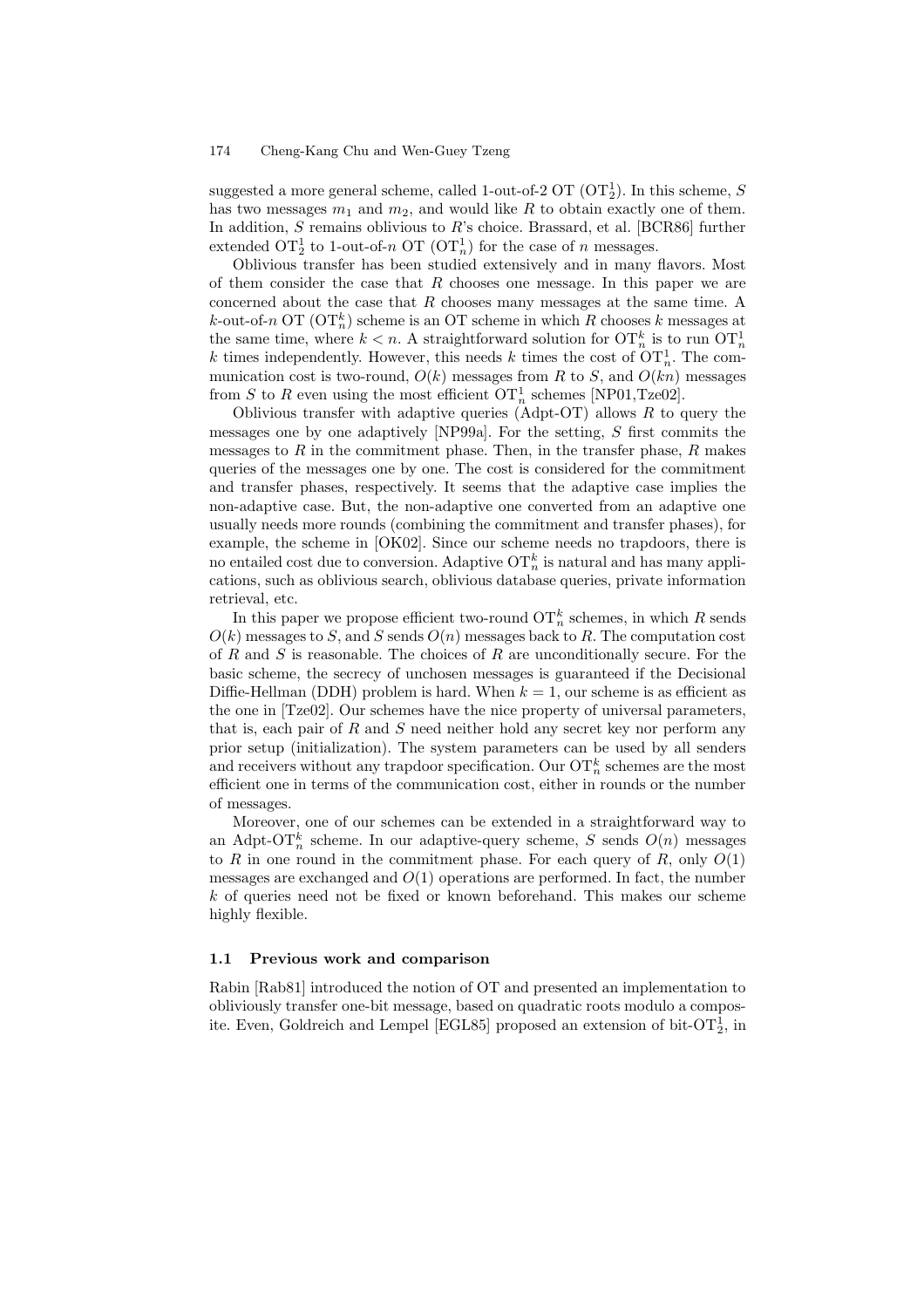suggested a more general scheme, called 1-out-of-2 OT ($\mathrm{OT}_2^1$). In this scheme, $S$ has two messages $m_1$ and $m_2$, and would like $R$ to obtain exactly one of them. In addition, $S$ remains oblivious to $R$'s choice. Brassard, et al. [BCR86] further extended $\mathrm{OT}_2^1$ to 1-out-of-$n$ OT ($\mathrm{OT}_n^1$) for the case of $n$ messages.

Oblivious transfer has been studied extensively and in many flavors. Most of them consider the case that $R$ chooses one message. In this paper we are concerned about the case that $R$ chooses many messages at the same time. A $k$-out-of-$n$ OT ($\mathrm{OT}_n^k$) scheme is an OT scheme in which $R$ chooses $k$ messages at the same time, where $k < n$. A straightforward solution for $\mathrm{OT}_n^k$ is to run $\mathrm{OT}_n^1$ $k$ times independently. However, this needs $k$ times the cost of $\mathrm{OT}_n^1$. The communication cost is two-round, $O(k)$ messages from $R$ to $S$, and $O(kn)$ messages from $S$ to $R$ even using the most efficient $\mathrm{OT}_n^1$ schemes [NP01,Tze02].

Oblivious transfer with adaptive queries (Adpt-OT) allows $R$ to query the messages one by one adaptively [NP99a]. For the setting, $S$ first commits the messages to $R$ in the commitment phase. Then, in the transfer phase, $R$ makes queries of the messages one by one. The cost is considered for the commitment and transfer phases, respectively. It seems that the adaptive case implies the non-adaptive case. But, the non-adaptive one converted from an adaptive one usually needs more rounds (combining the commitment and transfer phases), for example, the scheme in [OK02]. Since our scheme needs no trapdoors, there is no entailed cost due to conversion. Adaptive $\mathrm{OT}_n^k$ is natural and has many applications, such as oblivious search, oblivious database queries, private information retrieval, etc.

In this paper we propose efficient two-round $\mathrm{OT}_n^k$ schemes, in which $R$ sends $O(k)$ messages to $S$, and $S$ sends $O(n)$ messages back to $R$. The computation cost of $R$ and $S$ is reasonable. The choices of $R$ are unconditionally secure. For the basic scheme, the secrecy of unchosen messages is guaranteed if the Decisional Diffie-Hellman (DDH) problem is hard. When $k = 1$, our scheme is as efficient as the one in [Tze02]. Our schemes have the nice property of universal parameters, that is, each pair of $R$ and $S$ need neither hold any secret key nor perform any prior setup (initialization). The system parameters can be used by all senders and receivers without any trapdoor specification. Our $\mathrm{OT}_n^k$ schemes are the most efficient one in terms of the communication cost, either in rounds or the number of messages.

Moreover, one of our schemes can be extended in a straightforward way to an Adpt-$\mathrm{OT}_n^k$ scheme. In our adaptive-query scheme, $S$ sends $O(n)$ messages to $R$ in one round in the commitment phase. For each query of $R$, only $O(1)$ messages are exchanged and $O(1)$ operations are performed. In fact, the number $k$ of queries need not be fixed or known beforehand. This makes our scheme highly flexible.

### 1.1 Previous work and comparison

Rabin [Rab81] introduced the notion of OT and presented an implementation to obliviously transfer one-bit message, based on quadratic roots modulo a composite. Even, Goldreich and Lempel [EGL85] proposed an extension of bit-$\mathrm{OT}_2^1$, in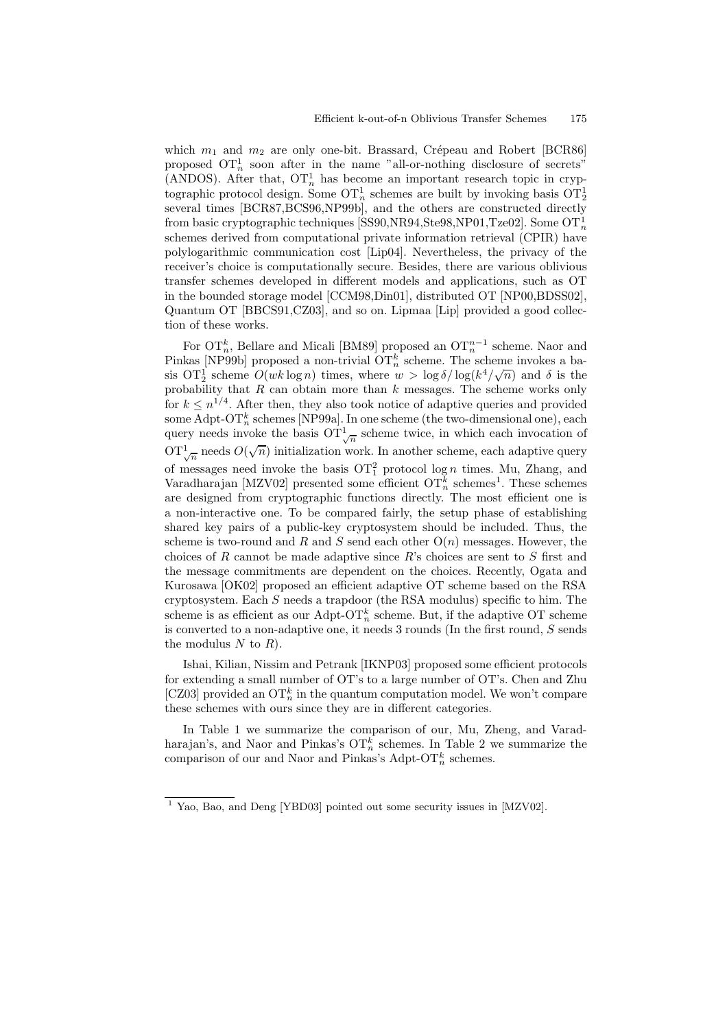which $m_1$ and $m_2$ are only one-bit. Brassard, Crépeau and Robert [BCR86] proposed $\mathrm{OT}_n^1$ soon after in the name "all-or-nothing disclosure of secrets" (ANDOS). After that, $\mathrm{OT}_n^1$ has become an important research topic in cryptographic protocol design. Some $\mathrm{OT}_n^1$ schemes are built by invoking basis $\mathrm{OT}_2^1$ several times [BCR87,BCS96,NP99b], and the others are constructed directly from basic cryptographic techniques [SS90,NR94,Ste98,NP01,Tze02]. Some $\mathrm{OT}_n^1$ schemes derived from computational private information retrieval (CPIR) have polylogarithmic communication cost [Lip04]. Nevertheless, the privacy of the receiver's choice is computationally secure. Besides, there are various oblivious transfer schemes developed in different models and applications, such as OT in the bounded storage model [CCM98,Din01], distributed OT [NP00,BDSS02], Quantum OT [BBCS91,CZ03], and so on. Lipmaa [Lip] provided a good collection of these works.

For $\mathrm{OT}_n^k$, Bellare and Micali [BM89] proposed an $\mathrm{OT}_n^{n-1}$ scheme. Naor and Pinkas [NP99b] proposed a non-trivial $\mathrm{OT}_n^k$ scheme. The scheme invokes a basis $\mathrm{OT}_2^1$ scheme $O(wk \log n)$ times, where $w > \log \delta / \log(k^4/\sqrt{n})$ and $\delta$ is the probability that $R$ can obtain more than $k$ messages. The scheme works only for $k \leq n^{1/4}$. After then, they also took notice of adaptive queries and provided some Adpt-$\mathrm{OT}_n^k$ schemes [NP99a]. In one scheme (the two-dimensional one), each query needs invoke the basis $\mathrm{OT}_{\sqrt{n}}^1$ scheme twice, in which each invocation of $\mathrm{OT}_{\sqrt{n}}^1$ needs $O(\sqrt{n})$ initialization work. In another scheme, each adaptive query of messages need invoke the basis $\mathrm{OT}_1^2$ protocol $\log n$ times. Mu, Zhang, and Varadharajan [MZV02] presented some efficient $\mathrm{OT}_n^k$ schemes[1]. These schemes are designed from cryptographic functions directly. The most efficient one is a non-interactive one. To be compared fairly, the setup phase of establishing shared key pairs of a public-key cryptosystem should be included. Thus, the scheme is two-round and $R$ and $S$ send each other $\mathrm{O}(n)$ messages. However, the choices of $R$ cannot be made adaptive since $R$'s choices are sent to $S$ first and the message commitments are dependent on the choices. Recently, Ogata and Kurosawa [OK02] proposed an efficient adaptive OT scheme based on the RSA cryptosystem. Each $S$ needs a trapdoor (the RSA modulus) specific to him. The scheme is as efficient as our Adpt-$\mathrm{OT}_n^k$ scheme. But, if the adaptive OT scheme is converted to a non-adaptive one, it needs 3 rounds (In the first round, $S$ sends the modulus $N$ to $R$).

Ishai, Kilian, Nissim and Petrank [IKNP03] proposed some efficient protocols for extending a small number of OT's to a large number of OT's. Chen and Zhu [CZ03] provided an $\mathrm{OT}_n^k$ in the quantum computation model. We won't compare these schemes with ours since they are in different categories.

In Table 1 we summarize the comparison of our, Mu, Zheng, and Varadharajan's, and Naor and Pinkas's $\mathrm{OT}_n^k$ schemes. In Table 2 we summarize the comparison of our and Naor and Pinkas's Adpt-$\mathrm{OT}_n^k$ schemes.

---

[1] Yao, Bao, and Deng [YBD03] pointed out some security issues in [MZV02].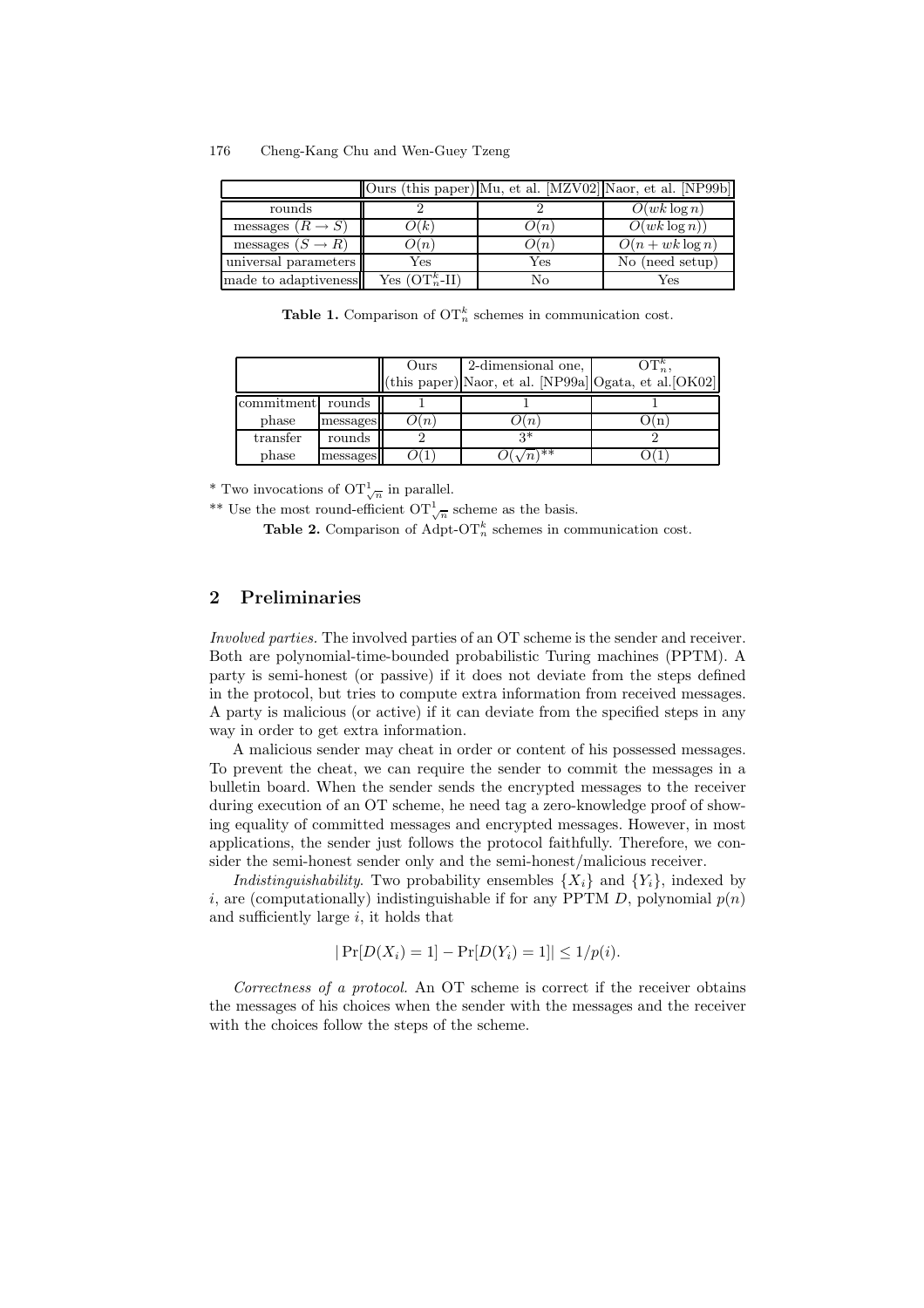| | Ours (this paper) | Mu, et al. [MZV02] | Naor, et al. [NP99b] |
|---|---|---|---|
| rounds | 2 | 2 | $O(wk \log n)$ |
| messages ($R \rightarrow S$) | $O(k)$ | $O(n)$ | $O(wk \log n))$ |
| messages ($S \rightarrow R$) | $O(n)$ | $O(n)$ | $O(n + wk \log n)$ |
| universal parameters | Yes | Yes | No (need setup) |
| made to adaptiveness | Yes ($\mathrm{OT}_n^k$-II) | No | Yes |

**Table 1.** Comparison of $\mathrm{OT}_n^k$ schemes in communication cost.

| | | Ours (this paper) | 2-dimensional one, Naor, et al. [NP99a] | $\mathrm{OT}_n^k$, Ogata, et al.[OK02] |
|---|---|---|---|---|
| commitment phase | rounds | 1 | 1 | 1 |
| | messages | $O(n)$ | $O(n)$ | O(n) |
| transfer phase | rounds | 2 | 3* | 2 |
| | messages | $O(1)$ | $O(\sqrt{n})$** | O(1) |

* Two invocations of $\mathrm{OT}_{\sqrt{n}}^1$ in parallel.

** Use the most round-efficient $\mathrm{OT}_{\sqrt{n}}^1$ scheme as the basis.

**Table 2.** Comparison of Adpt-$\mathrm{OT}_n^k$ schemes in communication cost.

## 2 Preliminaries

*Involved parties.* The involved parties of an OT scheme is the sender and receiver. Both are polynomial-time-bounded probabilistic Turing machines (PPTM). A party is semi-honest (or passive) if it does not deviate from the steps defined in the protocol, but tries to compute extra information from received messages. A party is malicious (or active) if it can deviate from the specified steps in any way in order to get extra information.

A malicious sender may cheat in order or content of his possessed messages. To prevent the cheat, we can require the sender to commit the messages in a bulletin board. When the sender sends the encrypted messages to the receiver during execution of an OT scheme, he need tag a zero-knowledge proof of showing equality of committed messages and encrypted messages. However, in most applications, the sender just follows the protocol faithfully. Therefore, we consider the semi-honest sender only and the semi-honest/malicious receiver.

*Indistinguishability.* Two probability ensembles $\{X_i\}$ and $\{Y_i\}$, indexed by $i$, are (computationally) indistinguishable if for any PPTM $D$, polynomial $p(n)$ and sufficiently large $i$, it holds that

$$|\Pr[D(X_i) = 1] - \Pr[D(Y_i) = 1]| \leq 1/p(i).$$

*Correctness of a protocol.* An OT scheme is correct if the receiver obtains the messages of his choices when the sender with the messages and the receiver with the choices follow the steps of the scheme.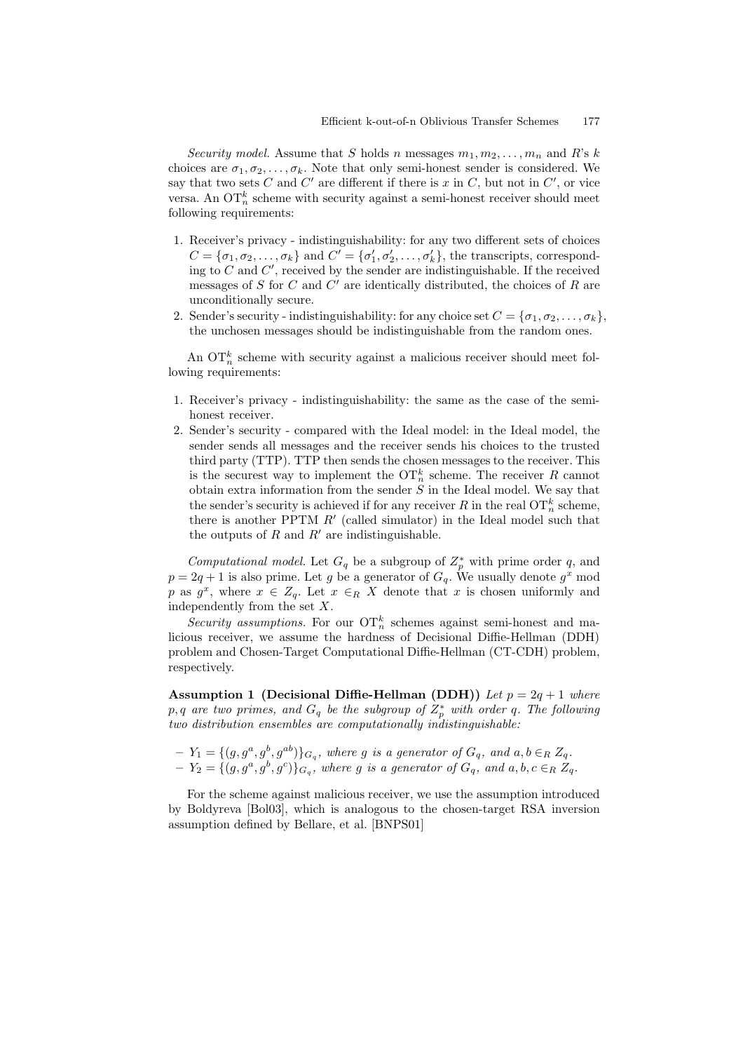*Security model.* Assume that $S$ holds $n$ messages $m_1, m_2, \ldots, m_n$ and $R$'s $k$ choices are $\sigma_1, \sigma_2, \ldots, \sigma_k$. Note that only semi-honest sender is considered. We say that two sets $C$ and $C'$ are different if there is $x$ in $C$, but not in $C'$, or vice versa. An $\mathrm{OT}_n^k$ scheme with security against a semi-honest receiver should meet following requirements:

1. Receiver's privacy - indistinguishability: for any two different sets of choices $C = \{\sigma_1, \sigma_2, \ldots, \sigma_k\}$ and $C' = \{\sigma'_1, \sigma'_2, \ldots, \sigma'_k\}$, the transcripts, corresponding to $C$ and $C'$, received by the sender are indistinguishable. If the received messages of $S$ for $C$ and $C'$ are identically distributed, the choices of $R$ are unconditionally secure.
2. Sender's security - indistinguishability: for any choice set $C = \{\sigma_1, \sigma_2, \ldots, \sigma_k\}$, the unchosen messages should be indistinguishable from the random ones.

An $\mathrm{OT}_n^k$ scheme with security against a malicious receiver should meet following requirements:

1. Receiver's privacy - indistinguishability: the same as the case of the semi-honest receiver.
2. Sender's security - compared with the Ideal model: in the Ideal model, the sender sends all messages and the receiver sends his choices to the trusted third party (TTP). TTP then sends the chosen messages to the receiver. This is the securest way to implement the $\mathrm{OT}_n^k$ scheme. The receiver $R$ cannot obtain extra information from the sender $S$ in the Ideal model. We say that the sender's security is achieved if for any receiver $R$ in the real $\mathrm{OT}_n^k$ scheme, there is another PPTM $R'$ (called simulator) in the Ideal model such that the outputs of $R$ and $R'$ are indistinguishable.

*Computational model.* Let $G_q$ be a subgroup of $Z_p^*$ with prime order $q$, and $p = 2q + 1$ is also prime. Let $g$ be a generator of $G_q$. We usually denote $g^x \bmod p$ as $g^x$, where $x \in Z_q$. Let $x \in_R X$ denote that $x$ is chosen uniformly and independently from the set $X$.

*Security assumptions.* For our $\mathrm{OT}_n^k$ schemes against semi-honest and malicious receiver, we assume the hardness of Decisional Diffie-Hellman (DDH) problem and Chosen-Target Computational Diffie-Hellman (CT-CDH) problem, respectively.

**Assumption 1 (Decisional Diffie-Hellman (DDH))** *Let $p = 2q + 1$ where $p, q$ are two primes, and $G_q$ be the subgroup of $Z_p^*$ with order $q$. The following two distribution ensembles are computationally indistinguishable:*

- $Y_1 = \{(g, g^a, g^b, g^{ab})\}_{G_q}$, *where $g$ is a generator of $G_q$, and $a, b \in_R Z_q$.*
- $Y_2 = \{(g, g^a, g^b, g^c)\}_{G_q}$, *where $g$ is a generator of $G_q$, and $a, b, c \in_R Z_q$.*

For the scheme against malicious receiver, we use the assumption introduced by Boldyreva [Bol03], which is analogous to the chosen-target RSA inversion assumption defined by Bellare, et al. [BNPS01]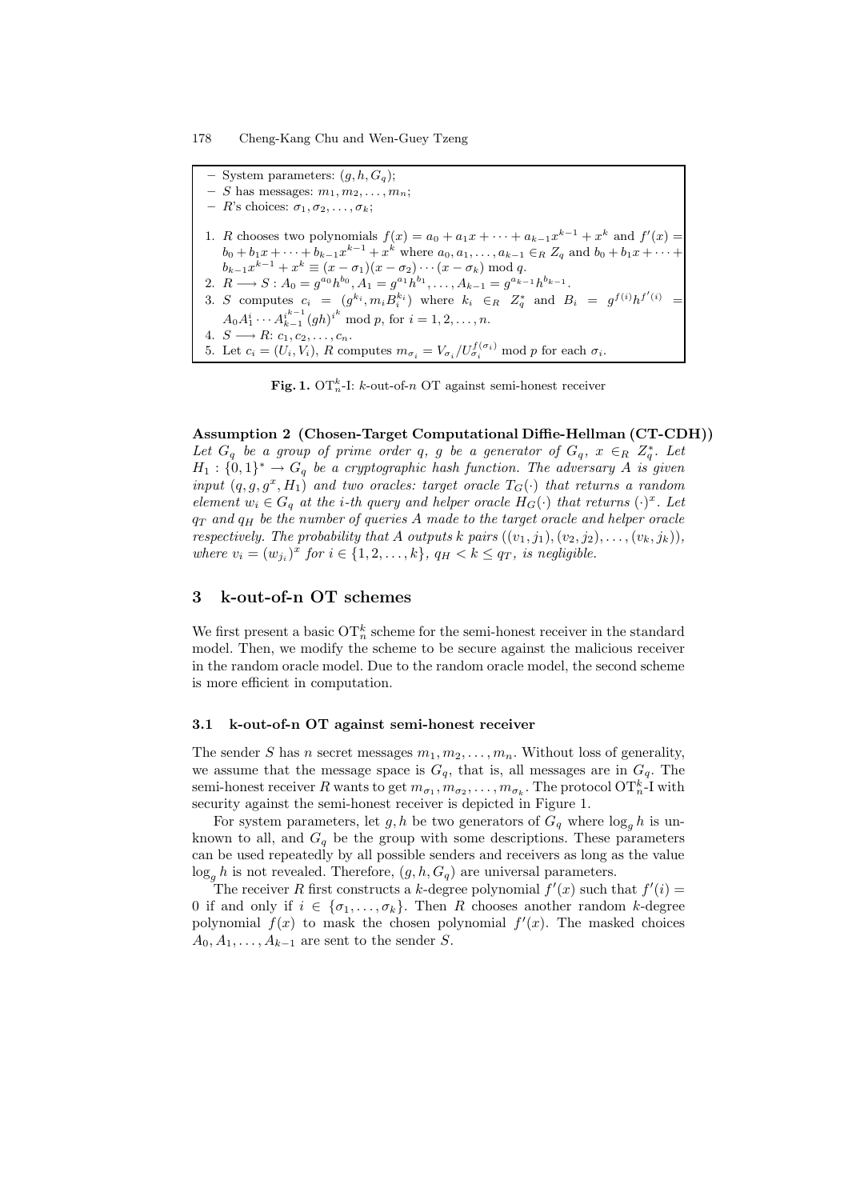- System parameters: $(g, h, G_q)$;
- $S$ has messages: $m_1, m_2, \ldots, m_n$;
- $R$'s choices: $\sigma_1, \sigma_2, \ldots, \sigma_k$;

1. $R$ chooses two polynomials $f(x) = a_0 + a_1 x + \cdots + a_{k-1}x^{k-1} + x^k$ and $f'(x) = b_0 + b_1 x + \cdots + b_{k-1}x^{k-1} + x^k$ where $a_0, a_1, \ldots, a_{k-1} \in_R Z_q$ and $b_0 + b_1 x + \cdots + b_{k-1}x^{k-1} + x^k \equiv (x - \sigma_1)(x - \sigma_2)\cdots(x - \sigma_k) \bmod q$.
2. $R \longrightarrow S : A_0 = g^{a_0}h^{b_0}, A_1 = g^{a_1}h^{b_1}, \ldots, A_{k-1} = g^{a_{k-1}}h^{b_{k-1}}$.
3. $S$ computes $c_i = (g^{k_i}, m_i B_i^{k_i})$ where $k_i \in_R Z_q^*$ and $B_i = g^{f(i)}h^{f'(i)} = A_0 A_1^i \cdots A_{k-1}^{i^{k-1}}(gh)^{i^k} \bmod p$, for $i = 1, 2, \ldots, n$.
4. $S \longrightarrow R$: $c_1, c_2, \ldots, c_n$.
5. Let $c_i = (U_i, V_i)$, $R$ computes $m_{\sigma_i} = V_{\sigma_i}/U_{\sigma_i}^{f(\sigma_i)} \bmod p$ for each $\sigma_i$.

**Fig. 1.** $\mathrm{OT}_n^k$-I: $k$-out-of-$n$ OT against semi-honest receiver

**Assumption 2 (Chosen-Target Computational Diffie-Hellman (CT-CDH))** *Let $G_q$ be a group of prime order $q$, $g$ be a generator of $G_q$, $x \in_R Z_q^*$. Let $H_1 : \{0,1\}^* \to G_q$ be a cryptographic hash function. The adversary $A$ is given input $(q, g, g^x, H_1)$ and two oracles: target oracle $T_G(\cdot)$ that returns a random element $w_i \in G_q$ at the $i$-th query and helper oracle $H_G(\cdot)$ that returns $(\cdot)^x$. Let $q_T$ and $q_H$ be the number of queries $A$ made to the target oracle and helper oracle respectively. The probability that $A$ outputs $k$ pairs $((v_1, j_1), (v_2, j_2), \ldots, (v_k, j_k))$, where $v_i = (w_{j_i})^x$ for $i \in \{1, 2, \ldots, k\}$, $q_H < k \le q_T$, is negligible.*

## 3 k-out-of-n OT schemes

We first present a basic $\mathrm{OT}_n^k$ scheme for the semi-honest receiver in the standard model. Then, we modify the scheme to be secure against the malicious receiver in the random oracle model. Due to the random oracle model, the second scheme is more efficient in computation.

### 3.1 k-out-of-n OT against semi-honest receiver

The sender $S$ has $n$ secret messages $m_1, m_2, \ldots, m_n$. Without loss of generality, we assume that the message space is $G_q$, that is, all messages are in $G_q$. The semi-honest receiver $R$ wants to get $m_{\sigma_1}, m_{\sigma_2}, \ldots, m_{\sigma_k}$. The protocol $\mathrm{OT}_n^k$-I with security against the semi-honest receiver is depicted in Figure 1.

For system parameters, let $g, h$ be two generators of $G_q$ where $\log_g h$ is unknown to all, and $G_q$ be the group with some descriptions. These parameters can be used repeatedly by all possible senders and receivers as long as the value $\log_g h$ is not revealed. Therefore, $(g, h, G_q)$ are universal parameters.

The receiver $R$ first constructs a $k$-degree polynomial $f'(x)$ such that $f'(i) = 0$ if and only if $i \in \{\sigma_1, \ldots, \sigma_k\}$. Then $R$ chooses another random $k$-degree polynomial $f(x)$ to mask the chosen polynomial $f'(x)$. The masked choices $A_0, A_1, \ldots, A_{k-1}$ are sent to the sender $S$.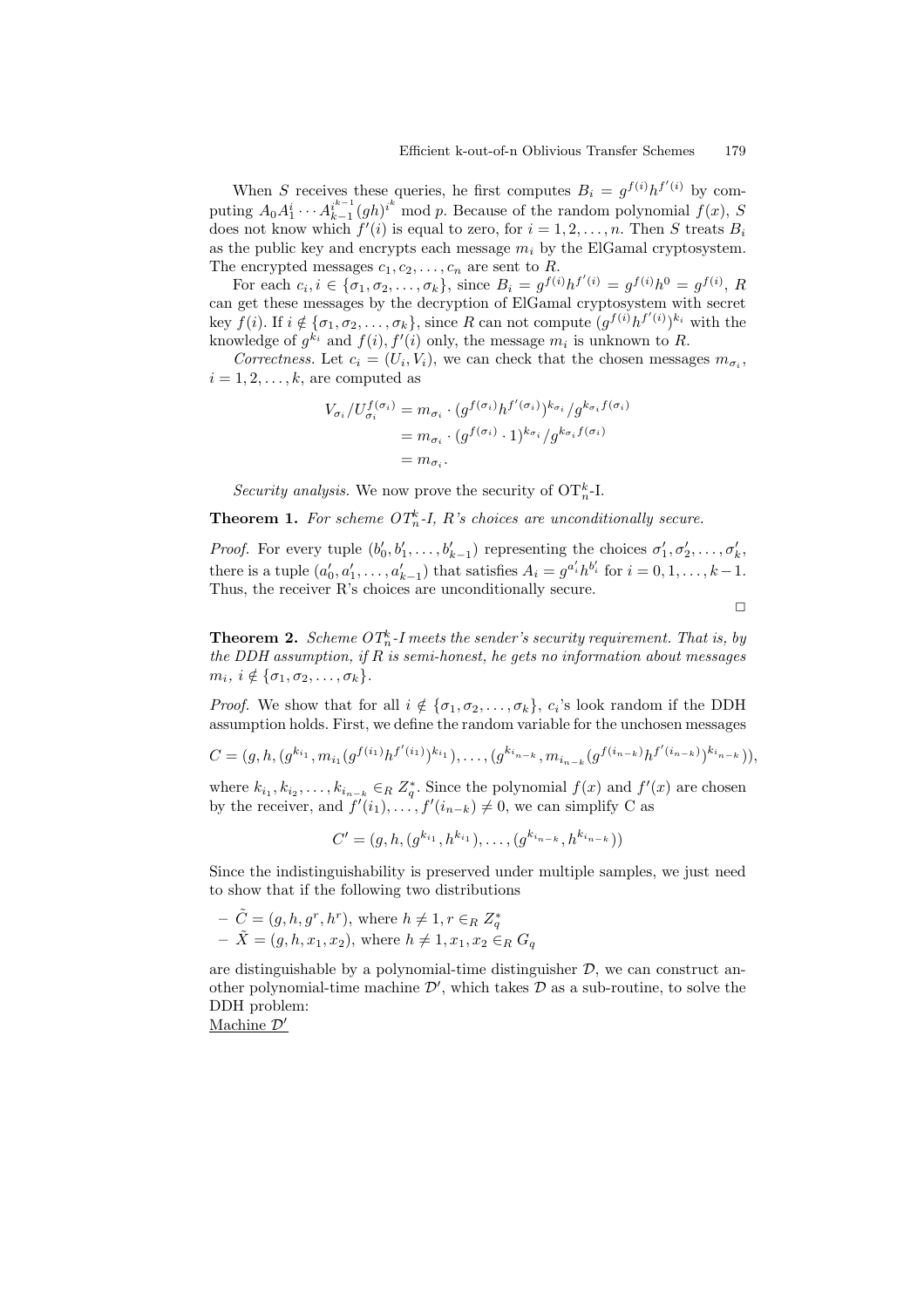When $S$ receives these queries, he first computes $B_i = g^{f(i)}h^{f'(i)}$ by computing $A_0 A_1^i \cdots A_{k-1}^{i^{k-1}} (gh)^{i^k} \bmod p$. Because of the random polynomial $f(x)$, $S$ does not know which $f'(i)$ is equal to zero, for $i = 1, 2, \ldots, n$. Then $S$ treats $B_i$ as the public key and encrypts each message $m_i$ by the ElGamal cryptosystem. The encrypted messages $c_1, c_2, \ldots, c_n$ are sent to $R$.

For each $c_i, i \in \{\sigma_1, \sigma_2, \ldots, \sigma_k\}$, since $B_i = g^{f(i)}h^{f'(i)} = g^{f(i)}h^0 = g^{f(i)}$, $R$ can get these messages by the decryption of ElGamal cryptosystem with secret key $f(i)$. If $i \notin \{\sigma_1, \sigma_2, \ldots, \sigma_k\}$, since $R$ can not compute $(g^{f(i)}h^{f'(i)})^{k_i}$ with the knowledge of $g^{k_i}$ and $f(i), f'(i)$ only, the message $m_i$ is unknown to $R$.

*Correctness.* Let $c_i = (U_i, V_i)$, we can check that the chosen messages $m_{\sigma_i}$, $i = 1, 2, \ldots, k$, are computed as

$$
\begin{aligned}
V_{\sigma_i}/U_{\sigma_i}^{f(\sigma_i)} &= m_{\sigma_i} \cdot (g^{f(\sigma_i)}h^{f'(\sigma_i)})^{k_{\sigma_i}} / g^{k_{\sigma_i} f(\sigma_i)} \\
&= m_{\sigma_i} \cdot (g^{f(\sigma_i)} \cdot 1)^{k_{\sigma_i}} / g^{k_{\sigma_i} f(\sigma_i)} \\
&= m_{\sigma_i}.
\end{aligned}
$$

*Security analysis.* We now prove the security of $\mathrm{OT}_n^k$-I.

**Theorem 1.** *For scheme $OT_n^k$-I, R's choices are unconditionally secure.*

*Proof.* For every tuple $(b'_0, b'_1, \ldots, b'_{k-1})$ representing the choices $\sigma'_1, \sigma'_2, \ldots, \sigma'_k$, there is a tuple $(a'_0, a'_1, \ldots, a'_{k-1})$ that satisfies $A_i = g^{a'_i}h^{b'_i}$ for $i = 0, 1, \ldots, k-1$. Thus, the receiver R's choices are unconditionally secure.

□

**Theorem 2.** *Scheme $OT_n^k$-I meets the sender's security requirement. That is, by the DDH assumption, if R is semi-honest, he gets no information about messages $m_i$, $i \notin \{\sigma_1, \sigma_2, \ldots, \sigma_k\}$.*

*Proof.* We show that for all $i \notin \{\sigma_1, \sigma_2, \ldots, \sigma_k\}$, $c_i$'s look random if the DDH assumption holds. First, we define the random variable for the unchosen messages

$$
C = (g, h, (g^{k_{i_1}}, m_{i_1}(g^{f(i_1)}h^{f'(i_1)})^{k_{i_1}}), \ldots, (g^{k_{i_{n-k}}}, m_{i_{n-k}}(g^{f(i_{n-k})}h^{f'(i_{n-k})})^{k_{i_{n-k}}})),
$$

where $k_{i_1}, k_{i_2}, \ldots, k_{i_{n-k}} \in_R Z_q^*$. Since the polynomial $f(x)$ and $f'(x)$ are chosen by the receiver, and $f'(i_1), \ldots, f'(i_{n-k}) \neq 0$, we can simplify C as

$$
C' = (g, h, (g^{k_{i_1}}, h^{k_{i_1}}), \ldots, (g^{k_{i_{n-k}}}, h^{k_{i_{n-k}}}))
$$

Since the indistinguishability is preserved under multiple samples, we just need to show that if the following two distributions

- $\tilde{C} = (g, h, g^r, h^r)$, where $h \neq 1, r \in_R Z_q^*$
- $\tilde{X} = (g, h, x_1, x_2)$, where $h \neq 1, x_1, x_2 \in_R G_q$

are distinguishable by a polynomial-time distinguisher $\mathcal{D}$, we can construct another polynomial-time machine $\mathcal{D}'$, which takes $\mathcal{D}$ as a sub-routine, to solve the DDH problem:

<u>Machine $\mathcal{D}'$</u>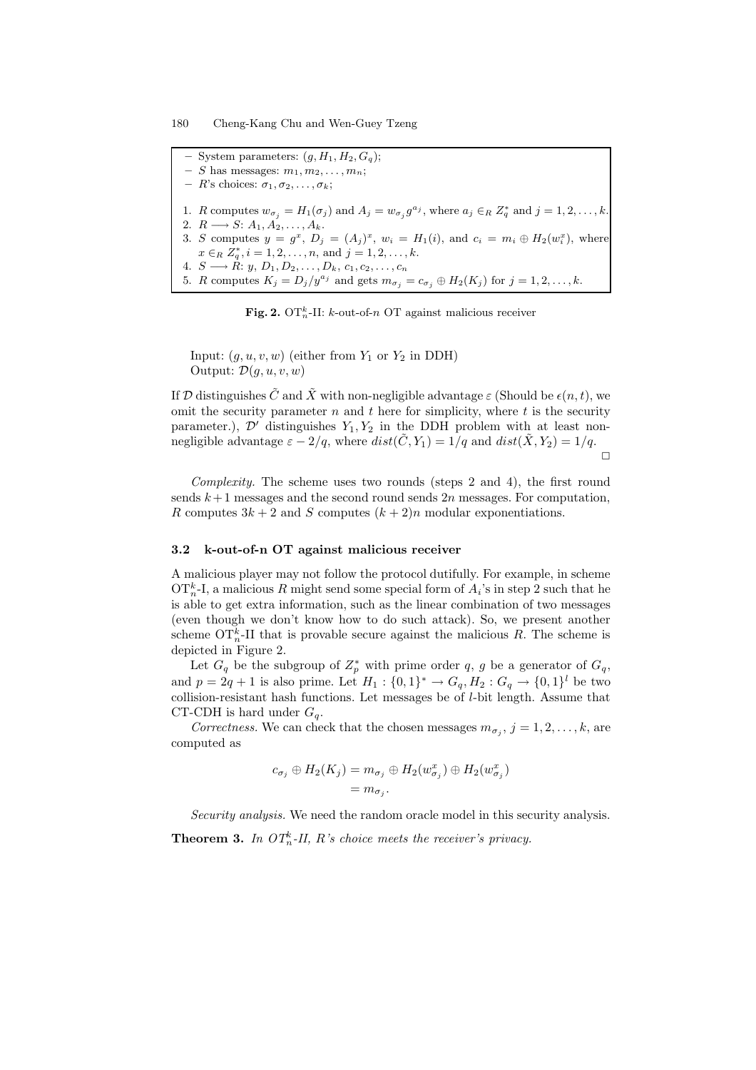- System parameters: $(g, H_1, H_2, G_q)$;
- $S$ has messages: $m_1, m_2, \ldots, m_n$;
- $R$'s choices: $\sigma_1, \sigma_2, \ldots, \sigma_k$;

1. $R$ computes $w_{\sigma_j} = H_1(\sigma_j)$ and $A_j = w_{\sigma_j} g^{a_j}$, where $a_j \in_R Z_q^*$ and $j = 1, 2, \ldots, k$.
2. $R \longrightarrow S$: $A_1, A_2, \ldots, A_k$.
3. $S$ computes $y = g^x$, $D_j = (A_j)^x$, $w_i = H_1(i)$, and $c_i = m_i \oplus H_2(w_i^x)$, where $x \in_R Z_q^*, i = 1, 2, \ldots, n$, and $j = 1, 2, \ldots, k$.
4. $S \longrightarrow R$: $y$, $D_1, D_2, \ldots, D_k$, $c_1, c_2, \ldots, c_n$
5. $R$ computes $K_j = D_j / y^{a_j}$ and gets $m_{\sigma_j} = c_{\sigma_j} \oplus H_2(K_j)$ for $j = 1, 2, \ldots, k$.

**Fig. 2.** $\text{OT}_n^k$-II: $k$-out-of-$n$ OT against malicious receiver

Input: $(g, u, v, w)$ (either from $Y_1$ or $Y_2$ in DDH)
Output: $\mathcal{D}(g, u, v, w)$

If $\mathcal{D}$ distinguishes $\tilde{C}$ and $\tilde{X}$ with non-negligible advantage $\varepsilon$ (Should be $\epsilon(n, t)$, we omit the security parameter $n$ and $t$ here for simplicity, where $t$ is the security parameter.), $\mathcal{D}'$ distinguishes $Y_1, Y_2$ in the DDH problem with at least non-negligible advantage $\varepsilon - 2/q$, where $dist(\tilde{C}, Y_1) = 1/q$ and $dist(\tilde{X}, Y_2) = 1/q$. □

*Complexity.* The scheme uses two rounds (steps 2 and 4), the first round sends $k+1$ messages and the second round sends $2n$ messages. For computation, $R$ computes $3k + 2$ and $S$ computes $(k+2)n$ modular exponentiations.

### 3.2 k-out-of-n OT against malicious receiver

A malicious player may not follow the protocol dutifully. For example, in scheme $\text{OT}_n^k$-I, a malicious $R$ might send some special form of $A_i$'s in step 2 such that he is able to get extra information, such as the linear combination of two messages (even though we don't know how to do such attack). So, we present another scheme $\text{OT}_n^k$-II that is provable secure against the malicious $R$. The scheme is depicted in Figure 2.

Let $G_q$ be the subgroup of $Z_p^*$ with prime order $q$, $g$ be a generator of $G_q$, and $p = 2q + 1$ is also prime. Let $H_1 : \{0,1\}^* \rightarrow G_q, H_2 : G_q \rightarrow \{0,1\}^l$ be two collision-resistant hash functions. Let messages be of $l$-bit length. Assume that CT-CDH is hard under $G_q$.

*Correctness.* We can check that the chosen messages $m_{\sigma_j}$, $j = 1, 2, \ldots, k$, are computed as

$$
\begin{aligned}
c_{\sigma_j} \oplus H_2(K_j) &= m_{\sigma_j} \oplus H_2(w_{\sigma_j}^x) \oplus H_2(w_{\sigma_j}^x) \\
&= m_{\sigma_j}.
\end{aligned}
$$

*Security analysis.* We need the random oracle model in this security analysis.

**Theorem 3.** *In $OT_n^k$-II, R's choice meets the receiver's privacy.*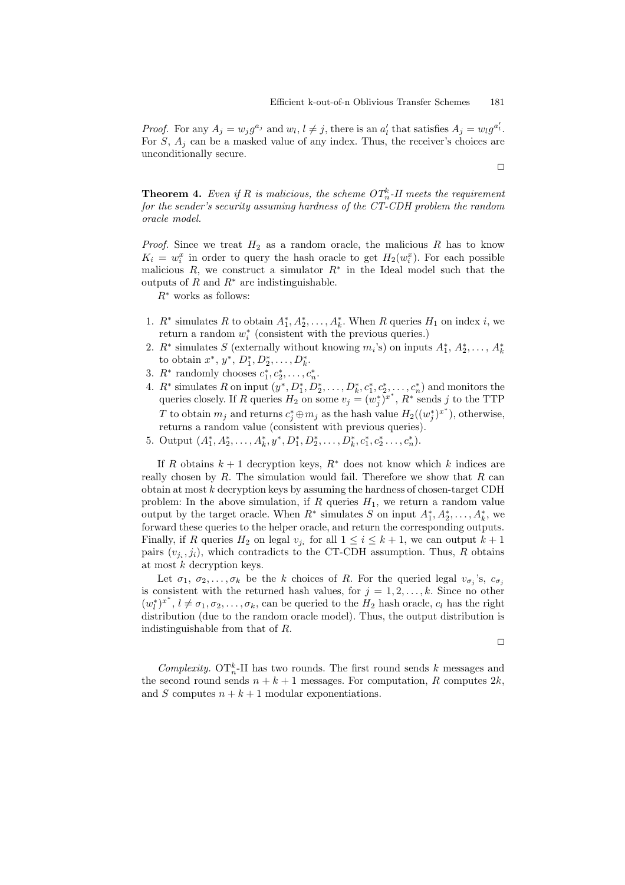*Proof.* For any $A_j = w_j g^{a_j}$ and $w_l$, $l \neq j$, there is an $a'_l$ that satisfies $A_j = w_l g^{a'_l}$. For $S$, $A_j$ can be a masked value of any index. Thus, the receiver's choices are unconditionally secure.

□

**Theorem 4.** *Even if $R$ is malicious, the scheme $OT^k_n$-II meets the requirement for the sender's security assuming hardness of the CT-CDH problem the random oracle model.*

*Proof.* Since we treat $H_2$ as a random oracle, the malicious $R$ has to know $K_i = w_i^x$ in order to query the hash oracle to get $H_2(w_i^x)$. For each possible malicious $R$, we construct a simulator $R^*$ in the Ideal model such that the outputs of $R$ and $R^*$ are indistinguishable.

$R^*$ works as follows:

1. $R^*$ simulates $R$ to obtain $A_1^*, A_2^*, \ldots, A_k^*$. When $R$ queries $H_1$ on index $i$, we return a random $w_i^*$ (consistent with the previous queries.)
2. $R^*$ simulates $S$ (externally without knowing $m_i$'s) on inputs $A_1^*, A_2^*, \ldots, A_k^*$ to obtain $x^*$, $y^*$, $D_1^*, D_2^*, \ldots, D_k^*$.
3. $R^*$ randomly chooses $c_1^*, c_2^*, \ldots, c_n^*$.
4. $R^*$ simulates $R$ on input $(y^*, D_1^*, D_2^*, \ldots, D_k^*, c_1^*, c_2^*, \ldots, c_n^*)$ and monitors the queries closely. If $R$ queries $H_2$ on some $v_j = (w_j^*)^{x^*}$, $R^*$ sends $j$ to the TTP $T$ to obtain $m_j$ and returns $c_j^* \oplus m_j$ as the hash value $H_2((w_j^*)^{x^*})$, otherwise, returns a random value (consistent with previous queries).
5. Output $(A_1^*, A_2^*, \ldots, A_k^*, y^*, D_1^*, D_2^*, \ldots, D_k^*, c_1^*, c_2^* \ldots, c_n^*)$.

If $R$ obtains $k+1$ decryption keys, $R^*$ does not know which $k$ indices are really chosen by $R$. The simulation would fail. Therefore we show that $R$ can obtain at most $k$ decryption keys by assuming the hardness of chosen-target CDH problem: In the above simulation, if $R$ queries $H_1$, we return a random value output by the target oracle. When $R^*$ simulates $S$ on input $A_1^*, A_2^*, \ldots, A_k^*$, we forward these queries to the helper oracle, and return the corresponding outputs. Finally, if $R$ queries $H_2$ on legal $v_{j_i}$ for all $1 \leq i \leq k+1$, we can output $k+1$ pairs $(v_{j_i}, j_i)$, which contradicts to the CT-CDH assumption. Thus, $R$ obtains at most $k$ decryption keys.

Let $\sigma_1$, $\sigma_2, \ldots, \sigma_k$ be the $k$ choices of $R$. For the queried legal $v_{\sigma_j}$'s, $c_{\sigma_j}$ is consistent with the returned hash values, for $j = 1, 2, \ldots, k$. Since no other $(w_l^*)^{x^*}$, $l \neq \sigma_1, \sigma_2, \ldots, \sigma_k$, can be queried to the $H_2$ hash oracle, $c_l$ has the right distribution (due to the random oracle model). Thus, the output distribution is indistinguishable from that of $R$.

□

*Complexity.* $\mathrm{OT}^k_n$-II has two rounds. The first round sends $k$ messages and the second round sends $n+k+1$ messages. For computation, $R$ computes $2k$, and $S$ computes $n+k+1$ modular exponentiations.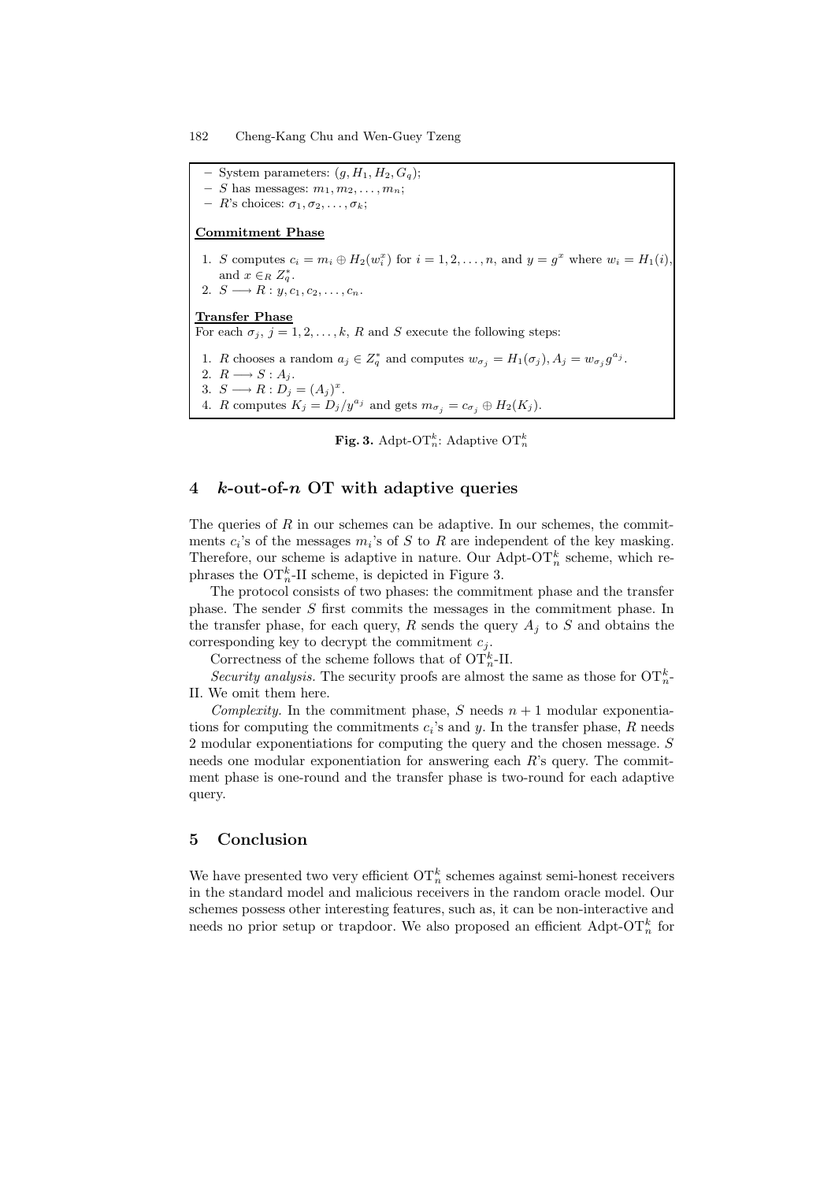- System parameters: $(g, H_1, H_2, G_q)$;
- $S$ has messages: $m_1, m_2, \ldots, m_n$;
- $R$'s choices: $\sigma_1, \sigma_2, \ldots, \sigma_k$;

**Commitment Phase**

1. $S$ computes $c_i = m_i \oplus H_2(w_i^x)$ for $i = 1, 2, \ldots, n$, and $y = g^x$ where $w_i = H_1(i)$, and $x \in_R Z_q^*$.
2. $S \longrightarrow R : y, c_1, c_2, \ldots, c_n$.

**Transfer Phase**

For each $\sigma_j$, $j = 1, 2, \ldots, k$, $R$ and $S$ execute the following steps:

1. $R$ chooses a random $a_j \in Z_q^*$ and computes $w_{\sigma_j} = H_1(\sigma_j), A_j = w_{\sigma_j} g^{a_j}$.
2. $R \longrightarrow S : A_j$.
3. $S \longrightarrow R : D_j = (A_j)^x$.
4. $R$ computes $K_j = D_j / y^{a_j}$ and gets $m_{\sigma_j} = c_{\sigma_j} \oplus H_2(K_j)$.

**Fig. 3.** Adpt-$\mathrm{OT}_n^k$: Adaptive $\mathrm{OT}_n^k$

## 4 $k$-out-of-$n$ OT with adaptive queries

The queries of $R$ in our schemes can be adaptive. In our schemes, the commitments $c_i$'s of the messages $m_i$'s of $S$ to $R$ are independent of the key masking. Therefore, our scheme is adaptive in nature. Our Adpt-$\mathrm{OT}_n^k$ scheme, which rephrases the $\mathrm{OT}_n^k$-II scheme, is depicted in Figure 3.

The protocol consists of two phases: the commitment phase and the transfer phase. The sender $S$ first commits the messages in the commitment phase. In the transfer phase, for each query, $R$ sends the query $A_j$ to $S$ and obtains the corresponding key to decrypt the commitment $c_j$.

Correctness of the scheme follows that of $\mathrm{OT}_n^k$-II.

*Security analysis.* The security proofs are almost the same as those for $\mathrm{OT}_n^k$-II. We omit them here.

*Complexity.* In the commitment phase, $S$ needs $n + 1$ modular exponentiations for computing the commitments $c_i$'s and $y$. In the transfer phase, $R$ needs 2 modular exponentiations for computing the query and the chosen message. $S$ needs one modular exponentiation for answering each $R$'s query. The commitment phase is one-round and the transfer phase is two-round for each adaptive query.

## 5 Conclusion

We have presented two very efficient $\mathrm{OT}_n^k$ schemes against semi-honest receivers in the standard model and malicious receivers in the random oracle model. Our schemes possess other interesting features, such as, it can be non-interactive and needs no prior setup or trapdoor. We also proposed an efficient Adpt-$\mathrm{OT}_n^k$ for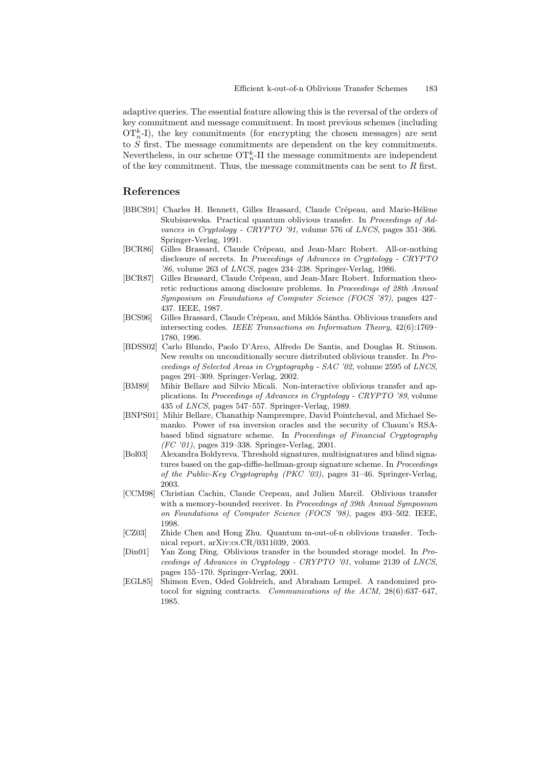adaptive queries. The essential feature allowing this is the reversal of the orders of key commitment and message commitment. In most previous schemes (including $\mathrm{OT}_n^k$-I), the key commitments (for encrypting the chosen messages) are sent to $S$ first. The message commitments are dependent on the key commitments. Nevertheless, in our scheme $\mathrm{OT}_n^k$-II the message commitments are independent of the key commitment. Thus, the message commitments can be sent to $R$ first.

## References

- [BBCS91] Charles H. Bennett, Gilles Brassard, Claude Crépeau, and Marie-Hélène Skubiszewska. Practical quantum oblivious transfer. In *Proceedings of Advances in Cryptology - CRYPTO '91*, volume 576 of *LNCS*, pages 351–366. Springer-Verlag, 1991.
- [BCR86] Gilles Brassard, Claude Crépeau, and Jean-Marc Robert. All-or-nothing disclosure of secrets. In *Proceedings of Advances in Cryptology - CRYPTO '86*, volume 263 of *LNCS*, pages 234–238. Springer-Verlag, 1986.
- [BCR87] Gilles Brassard, Claude Crépeau, and Jean-Marc Robert. Information theoretic reductions among disclosure problems. In *Proceedings of 28th Annual Symposium on Foundations of Computer Science (FOCS '87)*, pages 427–437. IEEE, 1987.
- [BCS96] Gilles Brassard, Claude Crépeau, and Miklós Sántha. Oblivious transfers and intersecting codes. *IEEE Transactions on Information Theory*, 42(6):1769–1780, 1996.
- [BDSS02] Carlo Blundo, Paolo D'Arco, Alfredo De Santis, and Douglas R. Stinson. New results on unconditionally secure distributed oblivious transfer. In *Proceedings of Selected Areas in Cryptography - SAC '02*, volume 2595 of *LNCS*, pages 291–309. Springer-Verlag, 2002.
- [BM89] Mihir Bellare and Silvio Micali. Non-interactive oblivious transfer and applications. In *Proceedings of Advances in Cryptology - CRYPTO '89*, volume 435 of *LNCS*, pages 547–557. Springer-Verlag, 1989.
- [BNPS01] Mihir Bellare, Chanathip Namprempre, David Pointcheval, and Michael Semanko. Power of rsa inversion oracles and the security of Chaum's RSA-based blind signature scheme. In *Proceedings of Financial Cryptography (FC '01)*, pages 319–338. Springer-Verlag, 2001.
- [Bol03] Alexandra Boldyreva. Threshold signatures, multisignatures and blind signatures based on the gap-diffie-hellman-group signature scheme. In *Proceedings of the Public-Key Cryptography (PKC '03)*, pages 31–46. Springer-Verlag, 2003.
- [CCM98] Christian Cachin, Claude Crepeau, and Julien Marcil. Oblivious transfer with a memory-bounded receiver. In *Proceedings of 39th Annual Symposium on Foundations of Computer Science (FOCS '98)*, pages 493–502. IEEE, 1998.
- [CZ03] Zhide Chen and Hong Zhu. Quantum m-out-of-n oblivious transfer. Technical report, arXiv:cs.CR/0311039, 2003.
- [Din01] Yan Zong Ding. Oblivious transfer in the bounded storage model. In *Proceedings of Advances in Cryptology - CRYPTO '01*, volume 2139 of *LNCS*, pages 155–170. Springer-Verlag, 2001.
- [EGL85] Shimon Even, Oded Goldreich, and Abraham Lempel. A randomized protocol for signing contracts. *Communications of the ACM*, 28(6):637–647, 1985.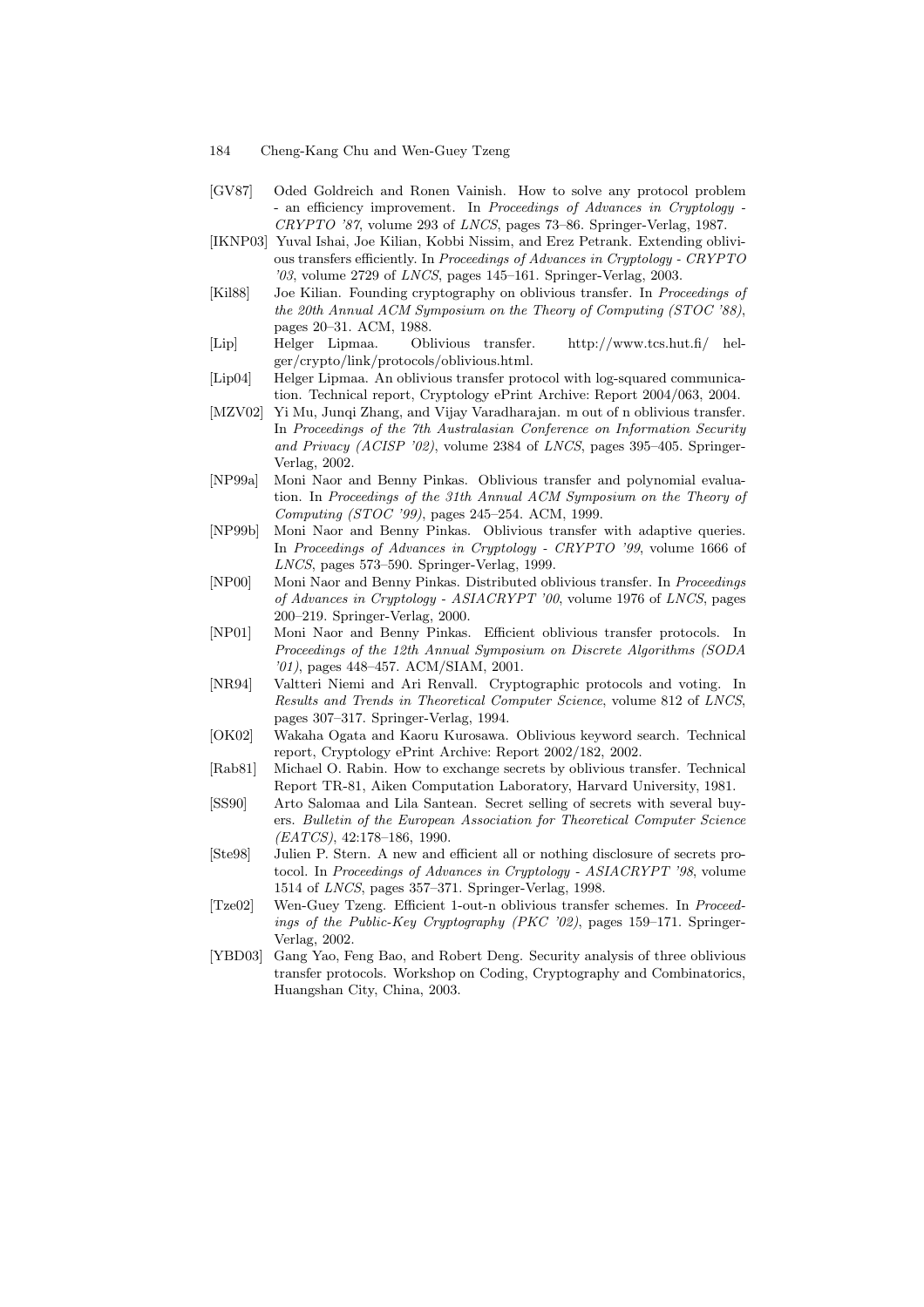[GV87] Oded Goldreich and Ronen Vainish. How to solve any protocol problem - an efficiency improvement. In *Proceedings of Advances in Cryptology - CRYPTO '87*, volume 293 of *LNCS*, pages 73–86. Springer-Verlag, 1987.

[IKNP03] Yuval Ishai, Joe Kilian, Kobbi Nissim, and Erez Petrank. Extending oblivious transfers efficiently. In *Proceedings of Advances in Cryptology - CRYPTO '03*, volume 2729 of *LNCS*, pages 145–161. Springer-Verlag, 2003.

[Kil88] Joe Kilian. Founding cryptography on oblivious transfer. In *Proceedings of the 20th Annual ACM Symposium on the Theory of Computing (STOC '88)*, pages 20–31. ACM, 1988.

[Lip] Helger Lipmaa. Oblivious transfer. http://www.tcs.hut.fi/ helger/crypto/link/protocols/oblivious.html.

[Lip04] Helger Lipmaa. An oblivious transfer protocol with log-squared communication. Technical report, Cryptology ePrint Archive: Report 2004/063, 2004.

[MZV02] Yi Mu, Junqi Zhang, and Vijay Varadharajan. m out of n oblivious transfer. In *Proceedings of the 7th Australasian Conference on Information Security and Privacy (ACISP '02)*, volume 2384 of *LNCS*, pages 395–405. Springer-Verlag, 2002.

[NP99a] Moni Naor and Benny Pinkas. Oblivious transfer and polynomial evaluation. In *Proceedings of the 31th Annual ACM Symposium on the Theory of Computing (STOC '99)*, pages 245–254. ACM, 1999.

[NP99b] Moni Naor and Benny Pinkas. Oblivious transfer with adaptive queries. In *Proceedings of Advances in Cryptology - CRYPTO '99*, volume 1666 of *LNCS*, pages 573–590. Springer-Verlag, 1999.

[NP00] Moni Naor and Benny Pinkas. Distributed oblivious transfer. In *Proceedings of Advances in Cryptology - ASIACRYPT '00*, volume 1976 of *LNCS*, pages 200–219. Springer-Verlag, 2000.

[NP01] Moni Naor and Benny Pinkas. Efficient oblivious transfer protocols. In *Proceedings of the 12th Annual Symposium on Discrete Algorithms (SODA '01)*, pages 448–457. ACM/SIAM, 2001.

[NR94] Valtteri Niemi and Ari Renvall. Cryptographic protocols and voting. In *Results and Trends in Theoretical Computer Science*, volume 812 of *LNCS*, pages 307–317. Springer-Verlag, 1994.

[OK02] Wakaha Ogata and Kaoru Kurosawa. Oblivious keyword search. Technical report, Cryptology ePrint Archive: Report 2002/182, 2002.

[Rab81] Michael O. Rabin. How to exchange secrets by oblivious transfer. Technical Report TR-81, Aiken Computation Laboratory, Harvard University, 1981.

[SS90] Arto Salomaa and Lila Santean. Secret selling of secrets with several buyers. *Bulletin of the European Association for Theoretical Computer Science (EATCS)*, 42:178–186, 1990.

[Ste98] Julien P. Stern. A new and efficient all or nothing disclosure of secrets protocol. In *Proceedings of Advances in Cryptology - ASIACRYPT '98*, volume 1514 of *LNCS*, pages 357–371. Springer-Verlag, 1998.

[Tze02] Wen-Guey Tzeng. Efficient 1-out-n oblivious transfer schemes. In *Proceedings of the Public-Key Cryptography (PKC '02)*, pages 159–171. Springer-Verlag, 2002.

[YBD03] Gang Yao, Feng Bao, and Robert Deng. Security analysis of three oblivious transfer protocols. Workshop on Coding, Cryptography and Combinatorics, Huangshan City, China, 2003.